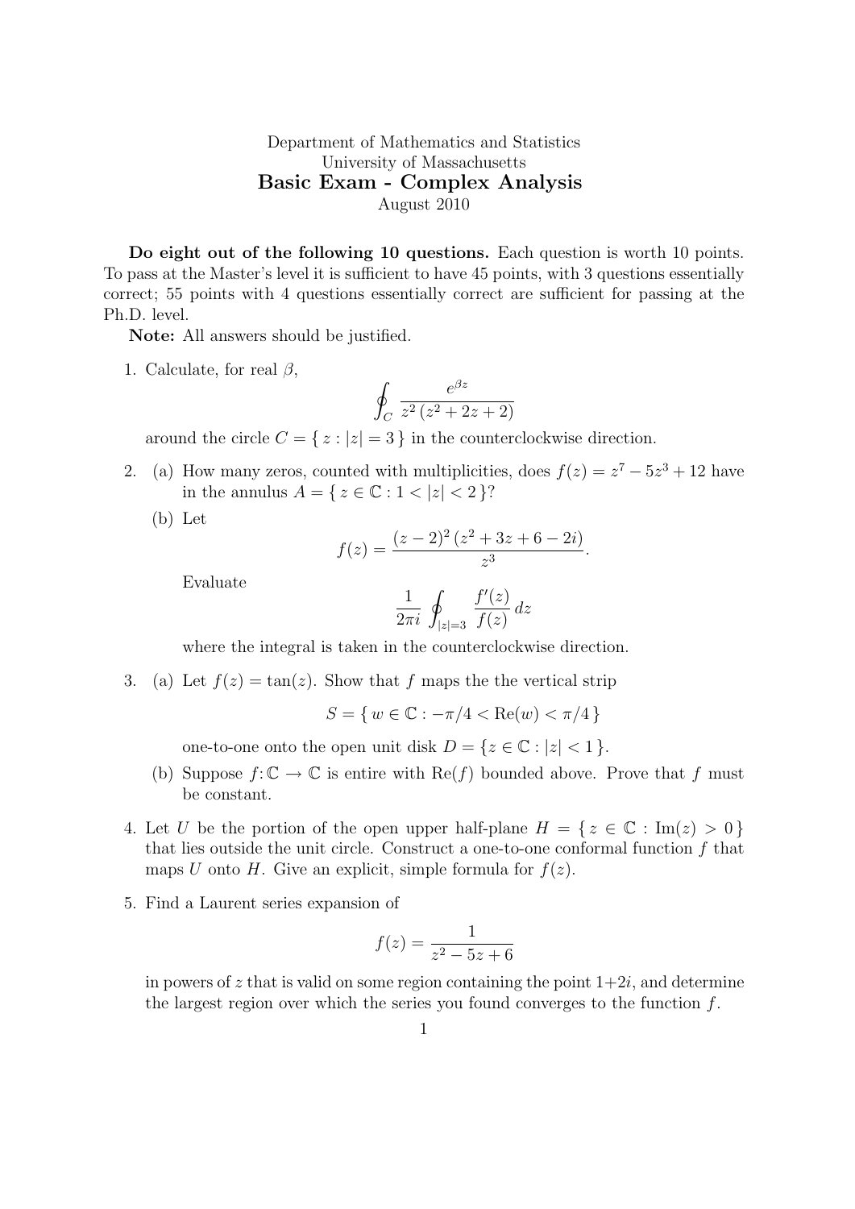Department of Mathematics and Statistics
University of Massachusetts

# Basic Exam - Complex Analysis

August 2010

**Do eight out of the following 10 questions.** Each question is worth 10 points. To pass at the Master's level it is sufficient to have 45 points, with 3 questions essentially correct; 55 points with 4 questions essentially correct are sufficient for passing at the Ph.D. level.

**Note:** All answers should be justified.

1. Calculate, for real $\beta$,

$$\oint_C \frac{e^{\beta z}}{z^2\,(z^2+2z+2)}$$

around the circle $C = \{\, z : |z| = 3 \,\}$ in the counterclockwise direction.

2. (a) How many zeros, counted with multiplicities, does $f(z) = z^7 - 5z^3 + 12$ have in the annulus $A = \{\, z \in \mathbb{C} : 1 < |z| < 2 \,\}$?

   (b) Let

$$f(z) = \frac{(z-2)^2\,(z^2+3z+6-2i)}{z^3}.$$

   Evaluate

$$\frac{1}{2\pi i} \oint_{|z|=3} \frac{f'(z)}{f(z)}\,dz$$

   where the integral is taken in the counterclockwise direction.

3. (a) Let $f(z) = \tan(z)$. Show that $f$ maps the the vertical strip

$$S = \{\, w \in \mathbb{C} : -\pi/4 < \mathrm{Re}(w) < \pi/4 \,\}$$

   one-to-one onto the open unit disk $D = \{ z \in \mathbb{C} : |z| < 1 \,\}$.

   (b) Suppose $f \colon \mathbb{C} \to \mathbb{C}$ is entire with $\mathrm{Re}(f)$ bounded above. Prove that $f$ must be constant.

4. Let $U$ be the portion of the open upper half-plane $H = \{\, z \in \mathbb{C} : \mathrm{Im}(z) > 0 \,\}$ that lies outside the unit circle. Construct a one-to-one conformal function $f$ that maps $U$ onto $H$. Give an explicit, simple formula for $f(z)$.

5. Find a Laurent series expansion of

$$f(z) = \frac{1}{z^2 - 5z + 6}$$

in powers of $z$ that is valid on some region containing the point $1+2i$, and determine the largest region over which the series you found converges to the function $f$.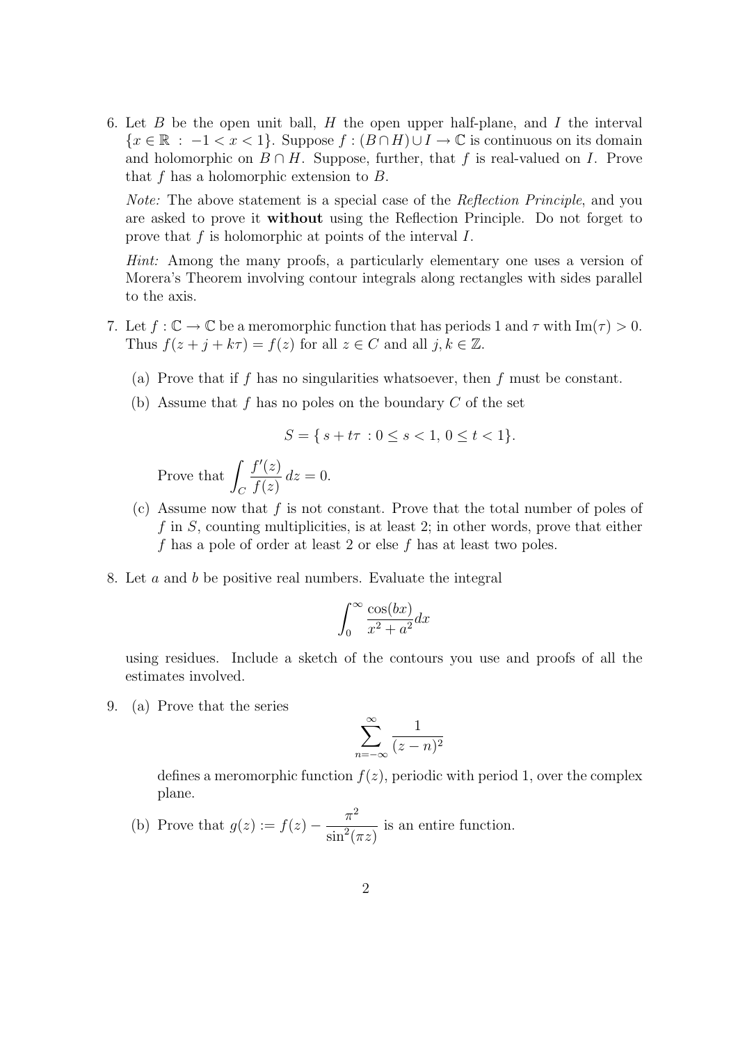6. Let $B$ be the open unit ball, $H$ the open upper half-plane, and $I$ the interval $\{x \in \mathbb{R} \, : \, -1 < x < 1\}$. Suppose $f : (B \cap H) \cup I \to \mathbb{C}$ is continuous on its domain and holomorphic on $B \cap H$. Suppose, further, that $f$ is real-valued on $I$. Prove that $f$ has a holomorphic extension to $B$.

   *Note:* The above statement is a special case of the *Reflection Principle*, and you are asked to prove it **without** using the Reflection Principle. Do not forget to prove that $f$ is holomorphic at points of the interval $I$.

   *Hint:* Among the many proofs, a particularly elementary one uses a version of Morera's Theorem involving contour integrals along rectangles with sides parallel to the axis.

7. Let $f : \mathbb{C} \to \mathbb{C}$ be a meromorphic function that has periods 1 and $\tau$ with $\mathrm{Im}(\tau) > 0$. Thus $f(z + j + k\tau) = f(z)$ for all $z \in C$ and all $j, k \in \mathbb{Z}$.

   (a) Prove that if $f$ has no singularities whatsoever, then $f$ must be constant.

   (b) Assume that $f$ has no poles on the boundary $C$ of the set

   $$S = \{\, s + t\tau \, : 0 \leq s < 1, \, 0 \leq t < 1\}.$$

   Prove that $\displaystyle\int_C \frac{f'(z)}{f(z)} \, dz = 0.$

   (c) Assume now that $f$ is not constant. Prove that the total number of poles of $f$ in $S$, counting multiplicities, is at least 2; in other words, prove that either $f$ has a pole of order at least 2 or else $f$ has at least two poles.

8. Let $a$ and $b$ be positive real numbers. Evaluate the integral

   $$\int_0^{\infty} \frac{\cos(bx)}{x^2 + a^2} dx$$

   using residues. Include a sketch of the contours you use and proofs of all the estimates involved.

9. (a) Prove that the series

   $$\sum_{n=-\infty}^{\infty} \frac{1}{(z-n)^2}$$

   defines a meromorphic function $f(z)$, periodic with period 1, over the complex plane.

   (b) Prove that $g(z) := f(z) - \dfrac{\pi^2}{\sin^2(\pi z)}$ is an entire function.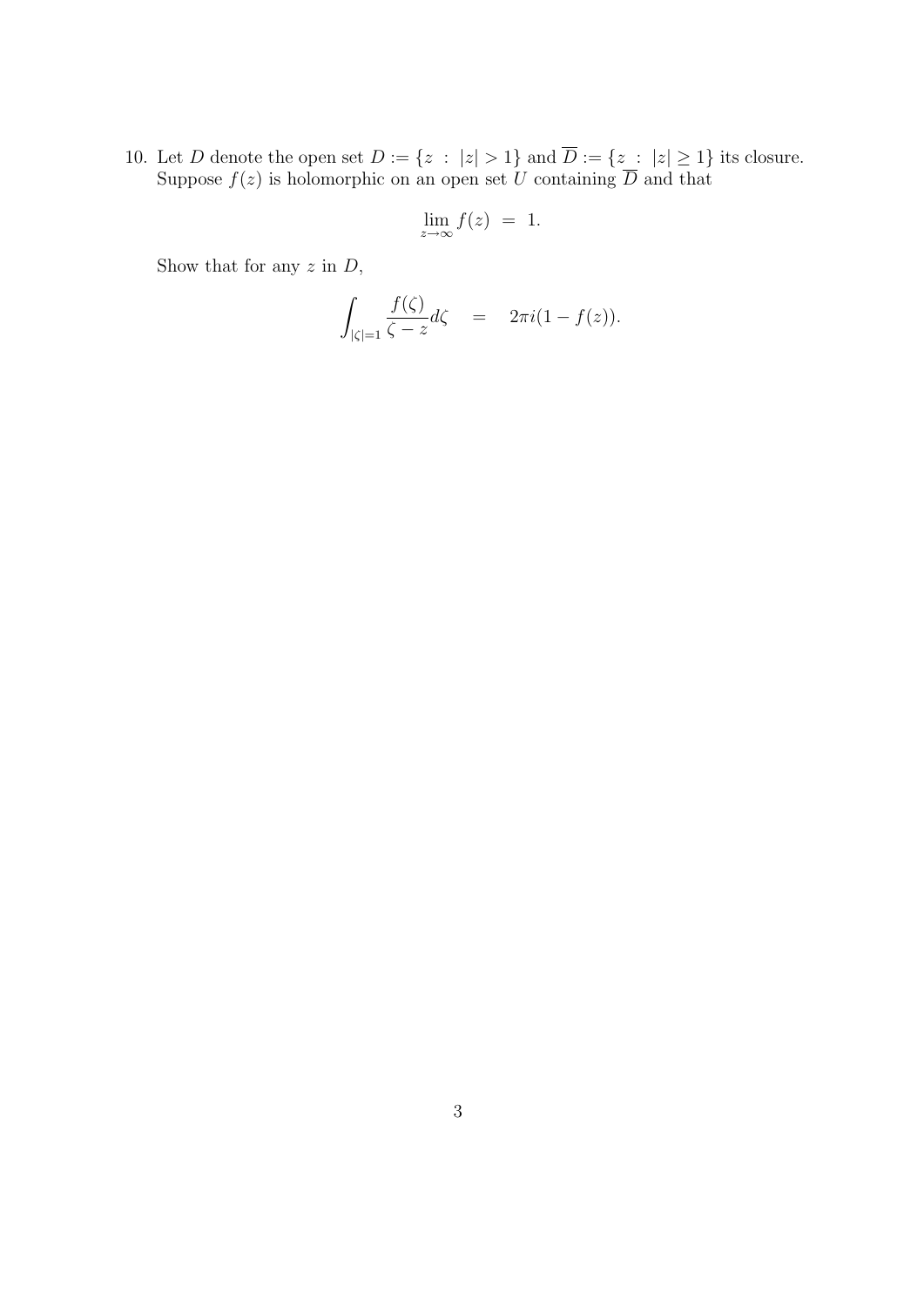10. Let $D$ denote the open set $D := \{z \ : \ |z| > 1\}$ and $\overline{D} := \{z \ : \ |z| \geq 1\}$ its closure. Suppose $f(z)$ is holomorphic on an open set $U$ containing $\overline{D}$ and that

$$\lim_{z \to \infty} f(z) \ = \ 1.$$

Show that for any $z$ in $D$,

$$\int_{|\zeta|=1} \frac{f(\zeta)}{\zeta - z} d\zeta \quad = \quad 2\pi i(1 - f(z)).$$